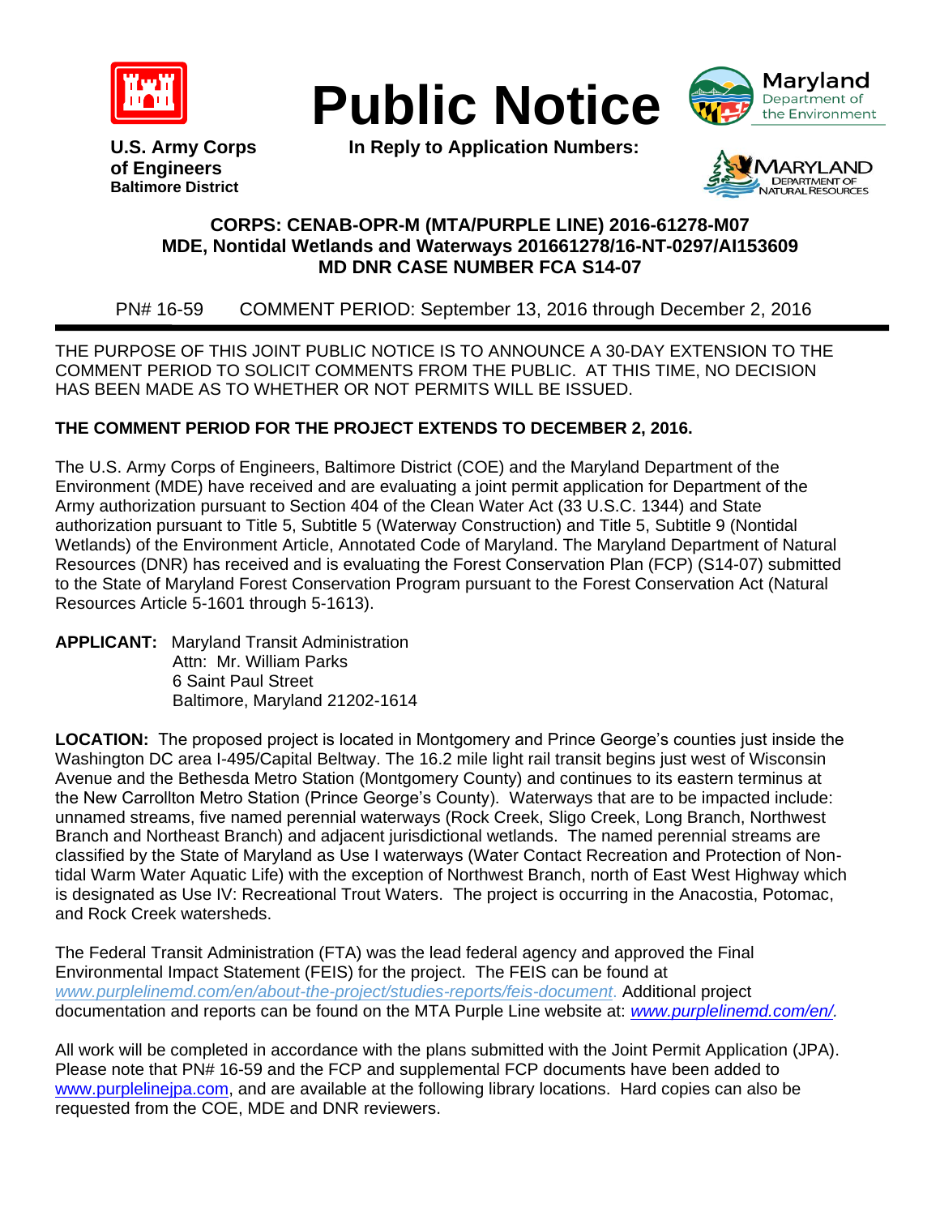**U.S. Army Corps of Engineers**
**Baltimore District**

# Public Notice

**In Reply to Application Numbers:**

Maryland Department of the Environment

Maryland Department of Natural Resources

**CORPS: CENAB-OPR-M (MTA/PURPLE LINE) 2016-61278-M07**
**MDE, Nontidal Wetlands and Waterways 201661278/16-NT-0297/AI153609**
**MD DNR CASE NUMBER FCA S14-07**

PN# 16-59 COMMENT PERIOD: September 13, 2016 through December 2, 2016

---

THE PURPOSE OF THIS JOINT PUBLIC NOTICE IS TO ANNOUNCE A 30-DAY EXTENSION TO THE COMMENT PERIOD TO SOLICIT COMMENTS FROM THE PUBLIC. AT THIS TIME, NO DECISION HAS BEEN MADE AS TO WHETHER OR NOT PERMITS WILL BE ISSUED.

**THE COMMENT PERIOD FOR THE PROJECT EXTENDS TO DECEMBER 2, 2016.**

The U.S. Army Corps of Engineers, Baltimore District (COE) and the Maryland Department of the Environment (MDE) have received and are evaluating a joint permit application for Department of the Army authorization pursuant to Section 404 of the Clean Water Act (33 U.S.C. 1344) and State authorization pursuant to Title 5, Subtitle 5 (Waterway Construction) and Title 5, Subtitle 9 (Nontidal Wetlands) of the Environment Article, Annotated Code of Maryland. The Maryland Department of Natural Resources (DNR) has received and is evaluating the Forest Conservation Plan (FCP) (S14-07) submitted to the State of Maryland Forest Conservation Program pursuant to the Forest Conservation Act (Natural Resources Article 5-1601 through 5-1613).

**APPLICANT:** Maryland Transit Administration
Attn: Mr. William Parks
6 Saint Paul Street
Baltimore, Maryland 21202-1614

**LOCATION:** The proposed project is located in Montgomery and Prince George's counties just inside the Washington DC area I-495/Capital Beltway. The 16.2 mile light rail transit begins just west of Wisconsin Avenue and the Bethesda Metro Station (Montgomery County) and continues to its eastern terminus at the New Carrollton Metro Station (Prince George's County). Waterways that are to be impacted include: unnamed streams, five named perennial waterways (Rock Creek, Sligo Creek, Long Branch, Northwest Branch and Northeast Branch) and adjacent jurisdictional wetlands. The named perennial streams are classified by the State of Maryland as Use I waterways (Water Contact Recreation and Protection of Non-tidal Warm Water Aquatic Life) with the exception of Northwest Branch, north of East West Highway which is designated as Use IV: Recreational Trout Waters. The project is occurring in the Anacostia, Potomac, and Rock Creek watersheds.

The Federal Transit Administration (FTA) was the lead federal agency and approved the Final Environmental Impact Statement (FEIS) for the project. The FEIS can be found at *www.purplelinemd.com/en/about-the-project/studies-reports/feis-document*. Additional project documentation and reports can be found on the MTA Purple Line website at: *www.purplelinemd.com/en/*.

All work will be completed in accordance with the plans submitted with the Joint Permit Application (JPA). Please note that PN# 16-59 and the FCP and supplemental FCP documents have been added to www.purplelinejpa.com, and are available at the following library locations. Hard copies can also be requested from the COE, MDE and DNR reviewers.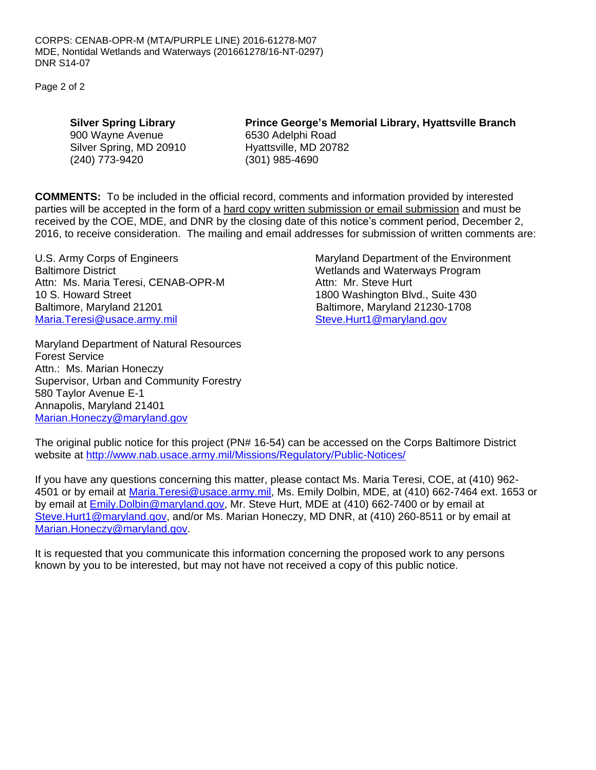CORPS: CENAB-OPR-M (MTA/PURPLE LINE) 2016-61278-M07
MDE, Nontidal Wetlands and Waterways (201661278/16-NT-0297)
DNR S14-07

**Silver Spring Library**
900 Wayne Avenue
Silver Spring, MD 20910
(240) 773-9420

**Prince George's Memorial Library, Hyattsville Branch**
6530 Adelphi Road
Hyattsville, MD 20782
(301) 985-4690

**COMMENTS:** To be included in the official record, comments and information provided by interested parties will be accepted in the form of a hard copy written submission or email submission and must be received by the COE, MDE, and DNR by the closing date of this notice's comment period, December 2, 2016, to receive consideration. The mailing and email addresses for submission of written comments are:

U.S. Army Corps of Engineers
Baltimore District
Attn: Ms. Maria Teresi, CENAB-OPR-M
10 S. Howard Street
Baltimore, Maryland 21201
Maria.Teresi@usace.army.mil

Maryland Department of the Environment
Wetlands and Waterways Program
Attn: Mr. Steve Hurt
1800 Washington Blvd., Suite 430
Baltimore, Maryland 21230-1708
Steve.Hurt1@maryland.gov

Maryland Department of Natural Resources
Forest Service
Attn.: Ms. Marian Honeczy
Supervisor, Urban and Community Forestry
580 Taylor Avenue E-1
Annapolis, Maryland 21401
Marian.Honeczy@maryland.gov

The original public notice for this project (PN# 16-54) can be accessed on the Corps Baltimore District website at http://www.nab.usace.army.mil/Missions/Regulatory/Public-Notices/

If you have any questions concerning this matter, please contact Ms. Maria Teresi, COE, at (410) 962-4501 or by email at Maria.Teresi@usace.army.mil, Ms. Emily Dolbin, MDE, at (410) 662-7464 ext. 1653 or by email at Emily.Dolbin@maryland.gov, Mr. Steve Hurt, MDE at (410) 662-7400 or by email at Steve.Hurt1@maryland.gov, and/or Ms. Marian Honeczy, MD DNR, at (410) 260-8511 or by email at Marian.Honeczy@maryland.gov.

It is requested that you communicate this information concerning the proposed work to any persons known by you to be interested, but may not have not received a copy of this public notice.